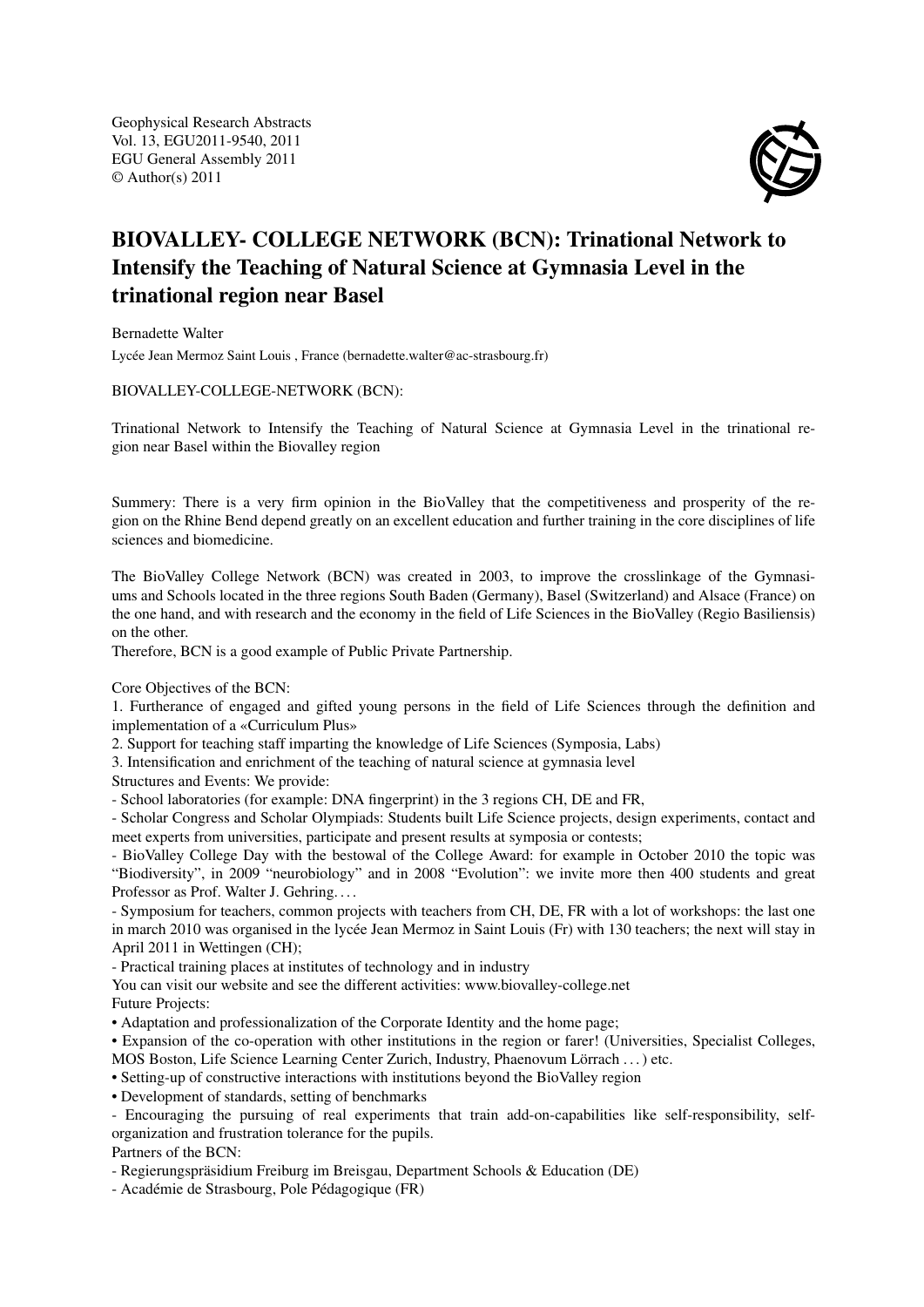Geophysical Research Abstracts
Vol. 13, EGU2011-9540, 2011
EGU General Assembly 2011
© Author(s) 2011

# BIOVALLEY- COLLEGE NETWORK (BCN): Trinational Network to Intensify the Teaching of Natural Science at Gymnasia Level in the trinational region near Basel

Bernadette Walter

Lycée Jean Mermoz Saint Louis , France (bernadette.walter@ac-strasbourg.fr)

BIOVALLEY-COLLEGE-NETWORK (BCN):

Trinational Network to Intensify the Teaching of Natural Science at Gymnasia Level in the trinational region near Basel within the Biovalley region

Summery: There is a very firm opinion in the BioValley that the competitiveness and prosperity of the region on the Rhine Bend depend greatly on an excellent education and further training in the core disciplines of life sciences and biomedicine.

The BioValley College Network (BCN) was created in 2003, to improve the crosslinkage of the Gymnasiums and Schools located in the three regions South Baden (Germany), Basel (Switzerland) and Alsace (France) on the one hand, and with research and the economy in the field of Life Sciences in the BioValley (Regio Basiliensis) on the other.
Therefore, BCN is a good example of Public Private Partnership.

Core Objectives of the BCN:
1. Furtherance of engaged and gifted young persons in the field of Life Sciences through the definition and implementation of a «Curriculum Plus»
2. Support for teaching staff imparting the knowledge of Life Sciences (Symposia, Labs)
3. Intensification and enrichment of the teaching of natural science at gymnasia level
Structures and Events: We provide:
- School laboratories (for example: DNA fingerprint) in the 3 regions CH, DE and FR,
- Scholar Congress and Scholar Olympiads: Students built Life Science projects, design experiments, contact and meet experts from universities, participate and present results at symposia or contests;
- BioValley College Day with the bestowal of the College Award: for example in October 2010 the topic was "Biodiversity", in 2009 "neurobiology" and in 2008 "Evolution": we invite more then 400 students and great Professor as Prof. Walter J. Gehring. . . .
- Symposium for teachers, common projects with teachers from CH, DE, FR with a lot of workshops: the last one in march 2010 was organised in the lycée Jean Mermoz in Saint Louis (Fr) with 130 teachers; the next will stay in April 2011 in Wettingen (CH);
- Practical training places at institutes of technology and in industry
You can visit our website and see the different activities: www.biovalley-college.net
Future Projects:
• Adaptation and professionalization of the Corporate Identity and the home page;
• Expansion of the co-operation with other institutions in the region or farer! (Universities, Specialist Colleges, MOS Boston, Life Science Learning Center Zurich, Industry, Phaenovum Lörrach . . . ) etc.
• Setting-up of constructive interactions with institutions beyond the BioValley region
• Development of standards, setting of benchmarks
- Encouraging the pursuing of real experiments that train add-on-capabilities like self-responsibility, self-organization and frustration tolerance for the pupils.
Partners of the BCN:
- Regierungspräsidium Freiburg im Breisgau, Department Schools & Education (DE)
- Académie de Strasbourg, Pole Pédagogique (FR)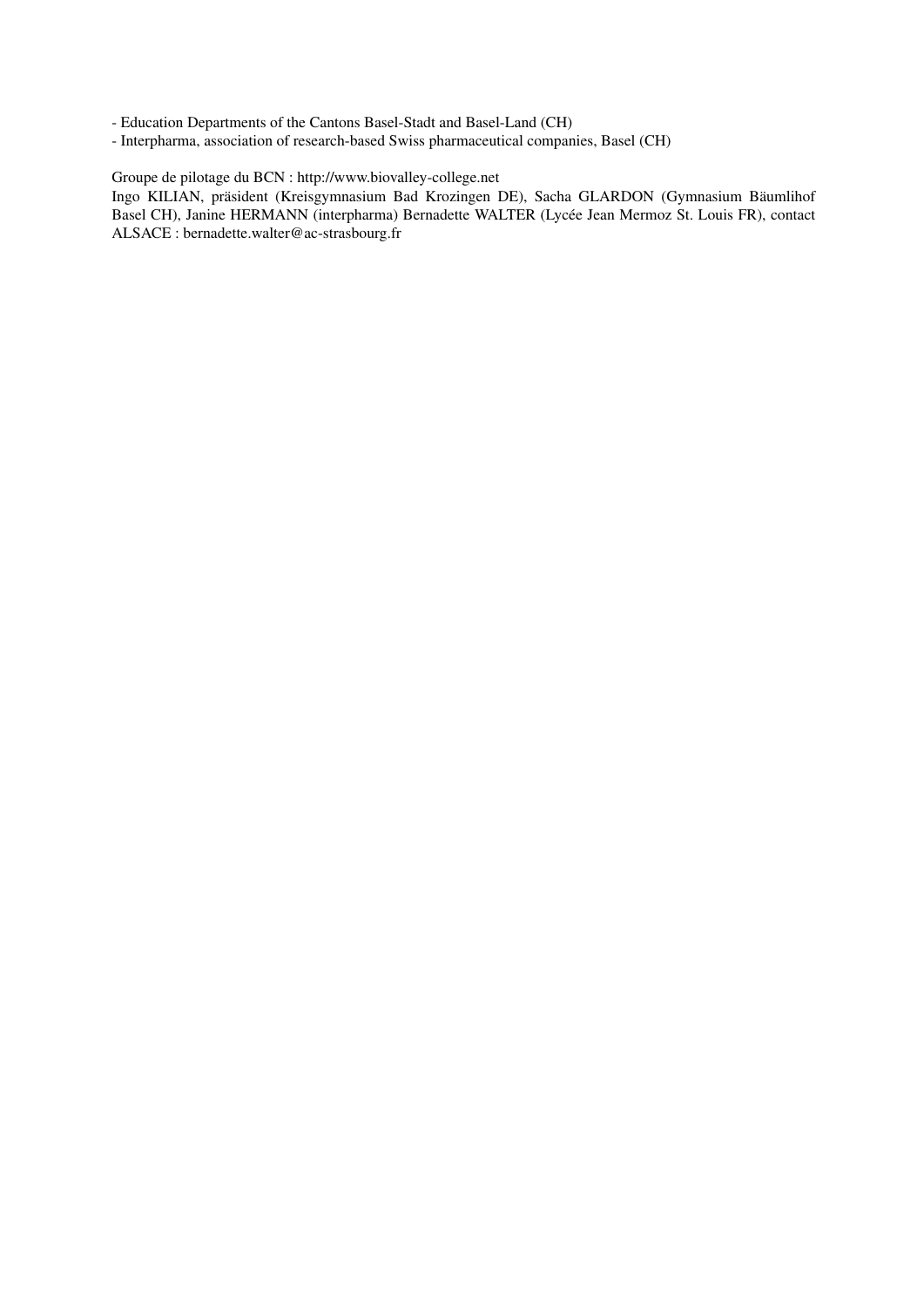- Education Departments of the Cantons Basel-Stadt and Basel-Land (CH)
- Interpharma, association of research-based Swiss pharmaceutical companies, Basel (CH)

Groupe de pilotage du BCN : http://www.biovalley-college.net
Ingo KILIAN, präsident (Kreisgymnasium Bad Krozingen DE), Sacha GLARDON (Gymnasium Bäumlihof Basel CH), Janine HERMANN (interpharma) Bernadette WALTER (Lycée Jean Mermoz St. Louis FR), contact ALSACE : bernadette.walter@ac-strasbourg.fr